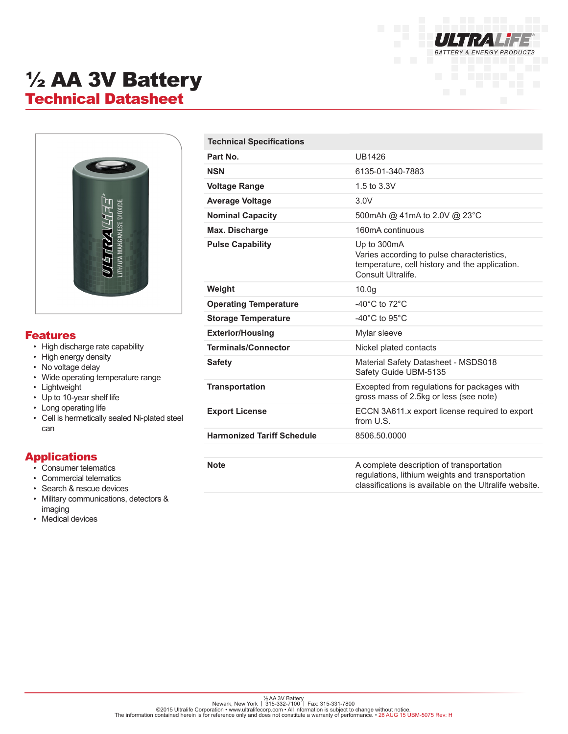ULTRALIFE BATTERY & ENERGY PRODUCTS

# ½ AA 3V Battery
## Technical Datasheet

## Features

- High discharge rate capability
- High energy density
- No voltage delay
- Wide operating temperature range
- Lightweight
- Up to 10-year shelf life
- Long operating life
- Cell is hermetically sealed Ni-plated steel can

## Applications

- Consumer telematics
- Commercial telematics
- Search & rescue devices
- Military communications, detectors & imaging
- Medical devices

| Technical Specifications | |
|---|---|
| **Part No.** | UB1426 |
| **NSN** | 6135-01-340-7883 |
| **Voltage Range** | 1.5 to 3.3V |
| **Average Voltage** | 3.0V |
| **Nominal Capacity** | 500mAh @ 41mA to 2.0V @ 23°C |
| **Max. Discharge** | 160mA continuous |
| **Pulse Capability** | Up to 300mA<br>Varies according to pulse characteristics, temperature, cell history and the application. Consult Ultralife. |
| **Weight** | 10.0g |
| **Operating Temperature** | -40°C to 72°C |
| **Storage Temperature** | -40°C to 95°C |
| **Exterior/Housing** | Mylar sleeve |
| **Terminals/Connector** | Nickel plated contacts |
| **Safety** | Material Safety Datasheet - MSDS018<br>Safety Guide UBM-5135 |
| **Transportation** | Excepted from regulations for packages with gross mass of 2.5kg or less (see note) |
| **Export License** | ECCN 3A611.x export license required to export from U.S. |
| **Harmonized Tariff Schedule** | 8506.50.0000 |
| | |
| **Note** | A complete description of transportation regulations, lithium weights and transportation classifications is available on the Ultralife website. |

½ AA 3V Battery
Newark, New York | 315-332-7100 | Fax: 315-331-7800
©2015 Ultralife Corporation • www.ultralifecorp.com • All information is subject to change without notice.
The information contained herein is for reference only and does not constitute a warranty of performance. • 28 AUG 15 UBM-5075 Rev: H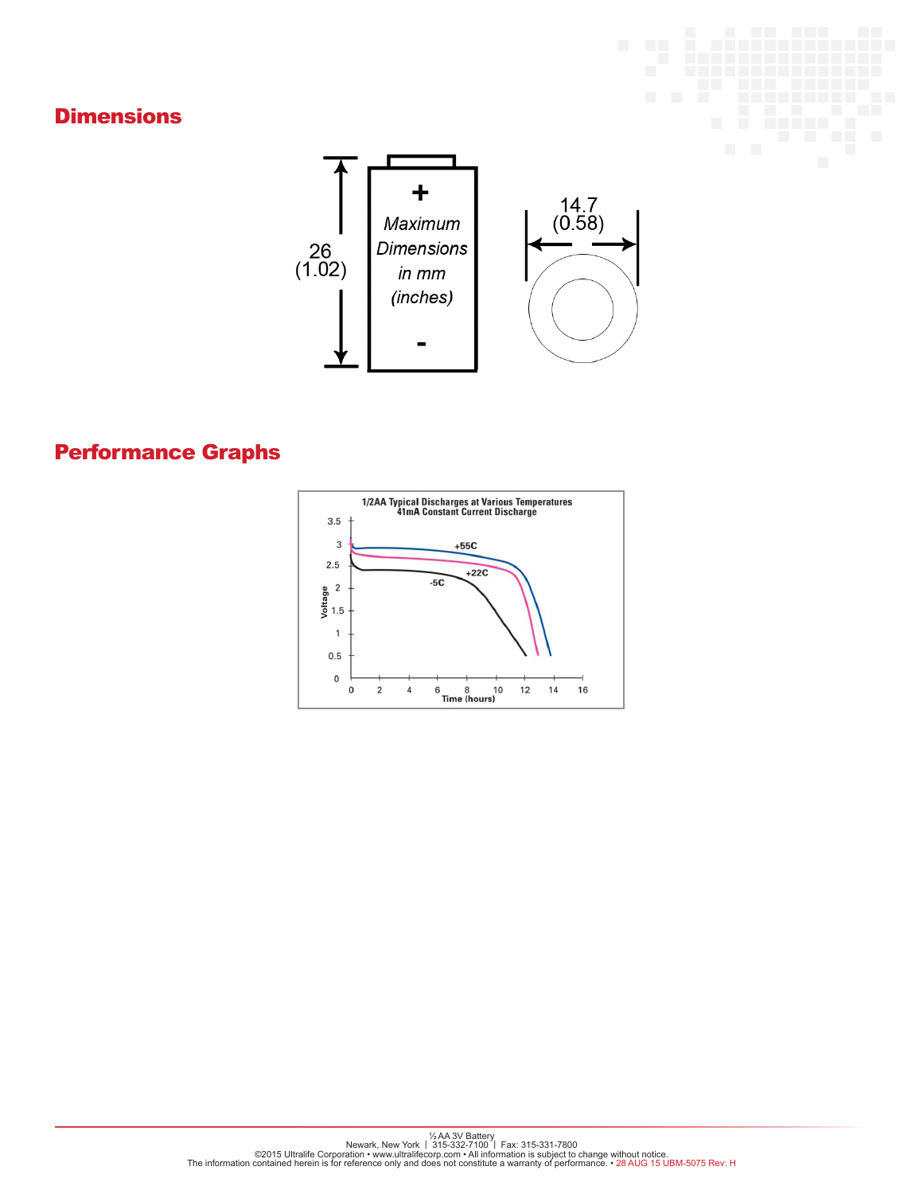## Dimensions

26
(1.02)

+

*Maximum Dimensions in mm (inches)*

-

14.7
(0.58)

## Performance Graphs

1/2AA Typical Discharges at Various Temperatures
41mA Constant Current Discharge

Voltage

3.5
3
2.5
2
1.5
1
0.5
0

+55C
+22C
-5C

0 2 4 6 8 10 12 14 16

Time (hours)

½ AA 3V Battery
Newark, New York | 315-332-7100 | Fax: 315-331-7800
©2015 Ultralife Corporation • www.ultralifecorp.com • All information is subject to change without notice.
The information contained herein is for reference only and does not constitute a warranty of performance. • 28 AUG 15 UBM-5075 Rev: H